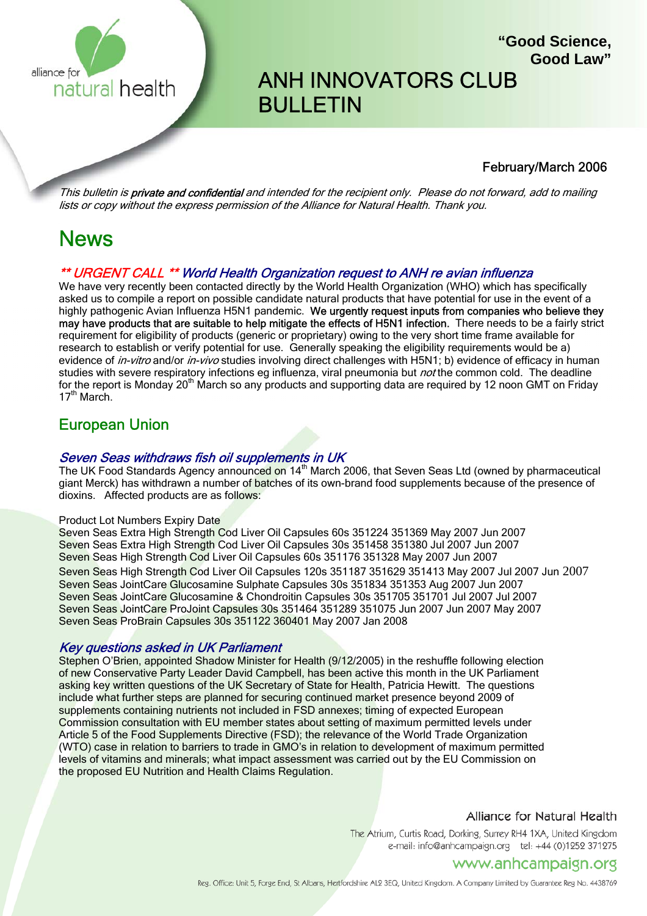alliance for natural health

**"Good Science, Good Law"**

# ANH INNOVATORS CLUB BULLETIN

February/March 2006

*This bulletin is* ***private and confidential*** *and intended for the recipient only. Please do not forward, add to mailing lists or copy without the express permission of the Alliance for Natural Health. Thank you.*

# News

### *\*\* URGENT CALL \*\* World Health Organization request to ANH re avian influenza*

We have very recently been contacted directly by the World Health Organization (WHO) which has specifically asked us to compile a report on possible candidate natural products that have potential for use in the event of a highly pathogenic Avian Influenza H5N1 pandemic. **We urgently request inputs from companies who believe they may have products that are suitable to help mitigate the effects of H5N1 infection.** There needs to be a fairly strict requirement for eligibility of products (generic or proprietary) owing to the very short time frame available for research to establish or verify potential for use. Generally speaking the eligibility requirements would be a) evidence of *in-vitro* and/or *in-vivo* studies involving direct challenges with H5N1; b) evidence of efficacy in human studies with severe respiratory infections eg influenza, viral pneumonia but *not* the common cold. The deadline for the report is Monday 20th March so any products and supporting data are required by 12 noon GMT on Friday 17th March.

## European Union

### *Seven Seas withdraws fish oil supplements in UK*

The UK Food Standards Agency announced on 14th March 2006, that Seven Seas Ltd (owned by pharmaceutical giant Merck) has withdrawn a number of batches of its own-brand food supplements because of the presence of dioxins. Affected products are as follows:

Product Lot Numbers Expiry Date
Seven Seas Extra High Strength Cod Liver Oil Capsules 60s 351224 351369 May 2007 Jun 2007
Seven Seas Extra High Strength Cod Liver Oil Capsules 30s 351458 351380 Jul 2007 Jun 2007
Seven Seas High Strength Cod Liver Oil Capsules 60s 351176 351328 May 2007 Jun 2007
Seven Seas High Strength Cod Liver Oil Capsules 120s 351187 351629 351413 May 2007 Jul 2007 Jun 2007
Seven Seas JointCare Glucosamine Sulphate Capsules 30s 351834 351353 Aug 2007 Jun 2007
Seven Seas JointCare Glucosamine & Chondroitin Capsules 30s 351705 351701 Jul 2007 Jul 2007
Seven Seas JointCare ProJoint Capsules 30s 351464 351289 351075 Jun 2007 Jun 2007 May 2007
Seven Seas ProBrain Capsules 30s 351122 360401 May 2007 Jan 2008

### *Key questions asked in UK Parliament*

Stephen O'Brien, appointed Shadow Minister for Health (9/12/2005) in the reshuffle following election of new Conservative Party Leader David Campbell, has been active this month in the UK Parliament asking key written questions of the UK Secretary of State for Health, Patricia Hewitt. The questions include what further steps are planned for securing continued market presence beyond 2009 of supplements containing nutrients not included in FSD annexes; timing of expected European Commission consultation with EU member states about setting of maximum permitted levels under Article 5 of the Food Supplements Directive (FSD); the relevance of the World Trade Organization (WTO) case in relation to barriers to trade in GMO's in relation to development of maximum permitted levels of vitamins and minerals; what impact assessment was carried out by the EU Commission on the proposed EU Nutrition and Health Claims Regulation.

Alliance for Natural Health
The Atrium, Curtis Road, Dorking, Surrey RH4 1XA, United Kingdom
e-mail: info@anhcampaign.org tel: +44 (0)1252 371275
www.anhcampaign.org
Reg. Office: Unit 5, Forge End, St Albans, Hertfordshire AL2 3EQ, United Kingdom. A Company Limited by Guarantee Reg No. 4438769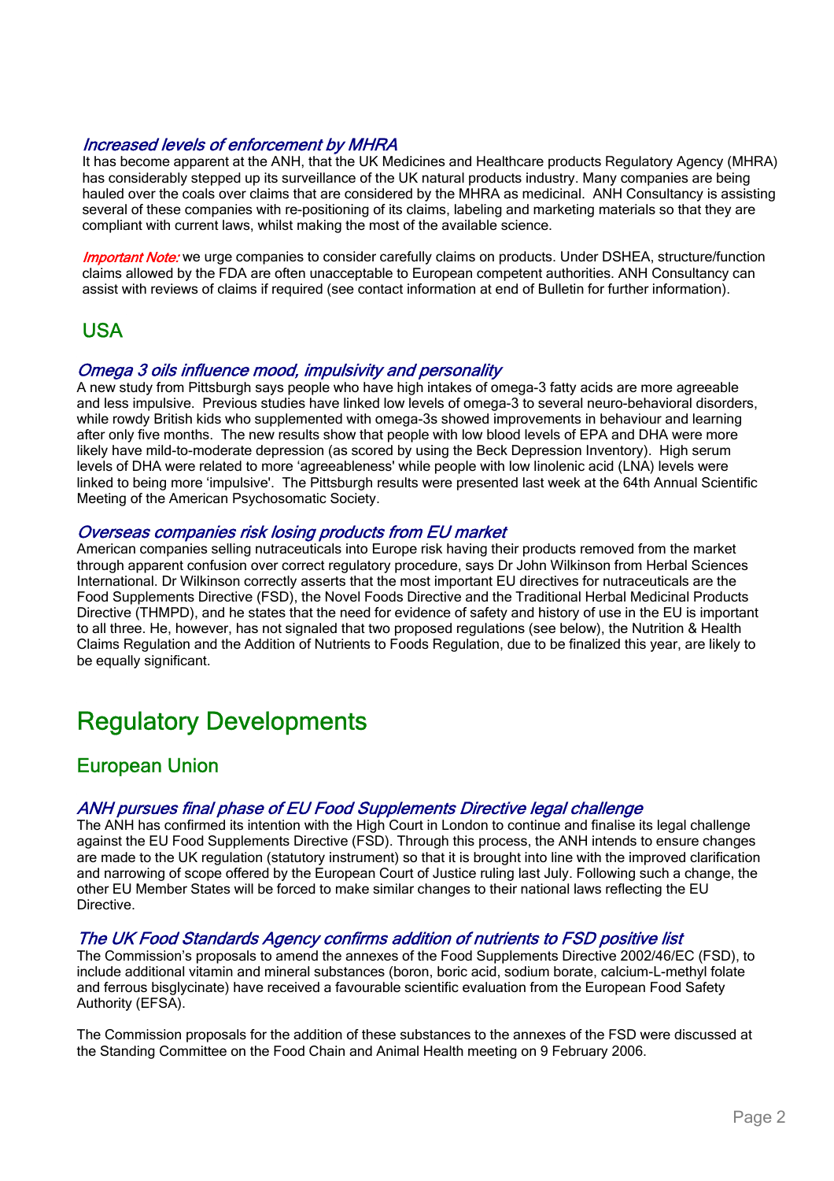### *Increased levels of enforcement by MHRA*

It has become apparent at the ANH, that the UK Medicines and Healthcare products Regulatory Agency (MHRA) has considerably stepped up its surveillance of the UK natural products industry. Many companies are being hauled over the coals over claims that are considered by the MHRA as medicinal. ANH Consultancy is assisting several of these companies with re-positioning of its claims, labeling and marketing materials so that they are compliant with current laws, whilst making the most of the available science.

*Important Note:* we urge companies to consider carefully claims on products. Under DSHEA, structure/function claims allowed by the FDA are often unacceptable to European competent authorities. ANH Consultancy can assist with reviews of claims if required (see contact information at end of Bulletin for further information).

## USA

### *Omega 3 oils influence mood, impulsivity and personality*

A new study from Pittsburgh says people who have high intakes of omega-3 fatty acids are more agreeable and less impulsive. Previous studies have linked low levels of omega-3 to several neuro-behavioral disorders, while rowdy British kids who supplemented with omega-3s showed improvements in behaviour and learning after only five months. The new results show that people with low blood levels of EPA and DHA were more likely have mild-to-moderate depression (as scored by using the Beck Depression Inventory). High serum levels of DHA were related to more 'agreeableness' while people with low linolenic acid (LNA) levels were linked to being more 'impulsive'. The Pittsburgh results were presented last week at the 64th Annual Scientific Meeting of the American Psychosomatic Society.

### *Overseas companies risk losing products from EU market*

American companies selling nutraceuticals into Europe risk having their products removed from the market through apparent confusion over correct regulatory procedure, says Dr John Wilkinson from Herbal Sciences International. Dr Wilkinson correctly asserts that the most important EU directives for nutraceuticals are the Food Supplements Directive (FSD), the Novel Foods Directive and the Traditional Herbal Medicinal Products Directive (THMPD), and he states that the need for evidence of safety and history of use in the EU is important to all three. He, however, has not signaled that two proposed regulations (see below), the Nutrition & Health Claims Regulation and the Addition of Nutrients to Foods Regulation, due to be finalized this year, are likely to be equally significant.

# Regulatory Developments

## European Union

### *ANH pursues final phase of EU Food Supplements Directive legal challenge*

The ANH has confirmed its intention with the High Court in London to continue and finalise its legal challenge against the EU Food Supplements Directive (FSD). Through this process, the ANH intends to ensure changes are made to the UK regulation (statutory instrument) so that it is brought into line with the improved clarification and narrowing of scope offered by the European Court of Justice ruling last July. Following such a change, the other EU Member States will be forced to make similar changes to their national laws reflecting the EU Directive.

### *The UK Food Standards Agency confirms addition of nutrients to FSD positive list*

The Commission's proposals to amend the annexes of the Food Supplements Directive 2002/46/EC (FSD), to include additional vitamin and mineral substances (boron, boric acid, sodium borate, calcium-L-methyl folate and ferrous bisglycinate) have received a favourable scientific evaluation from the European Food Safety Authority (EFSA).

The Commission proposals for the addition of these substances to the annexes of the FSD were discussed at the Standing Committee on the Food Chain and Animal Health meeting on 9 February 2006.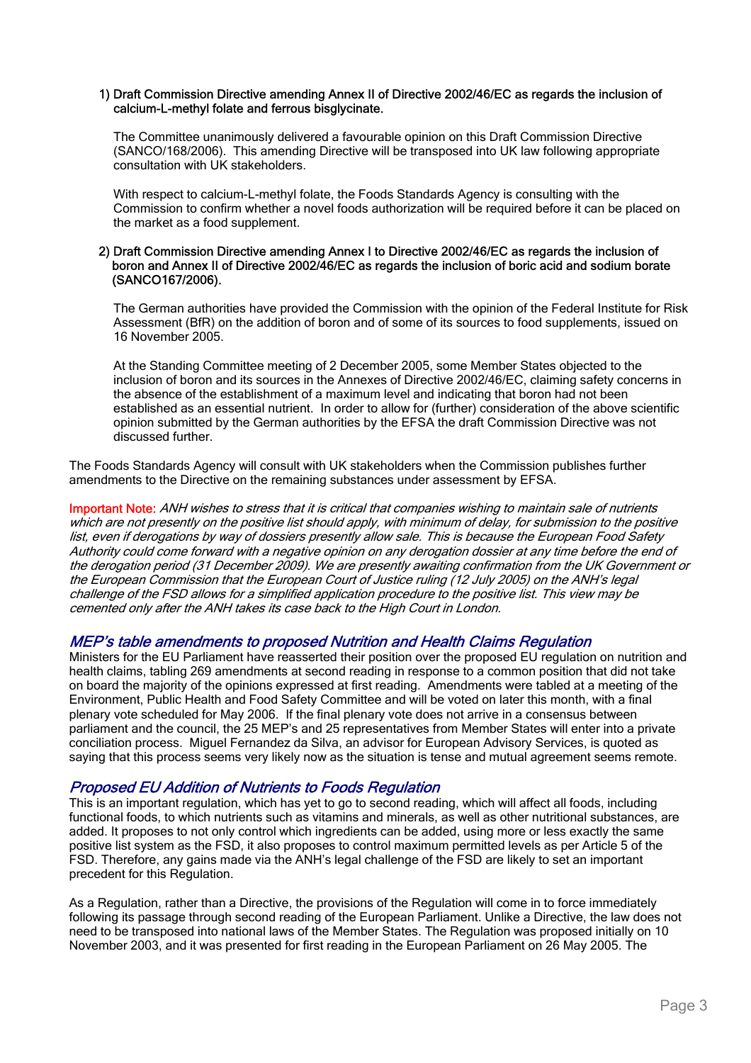1) **Draft Commission Directive amending Annex II of Directive 2002/46/EC as regards the inclusion of calcium-L-methyl folate and ferrous bisglycinate.**

   The Committee unanimously delivered a favourable opinion on this Draft Commission Directive (SANCO/168/2006). This amending Directive will be transposed into UK law following appropriate consultation with UK stakeholders.

   With respect to calcium-L-methyl folate, the Foods Standards Agency is consulting with the Commission to confirm whether a novel foods authorization will be required before it can be placed on the market as a food supplement.

2) **Draft Commission Directive amending Annex I to Directive 2002/46/EC as regards the inclusion of boron and Annex II of Directive 2002/46/EC as regards the inclusion of boric acid and sodium borate (SANCO167/2006).**

   The German authorities have provided the Commission with the opinion of the Federal Institute for Risk Assessment (BfR) on the addition of boron and of some of its sources to food supplements, issued on 16 November 2005.

   At the Standing Committee meeting of 2 December 2005, some Member States objected to the inclusion of boron and its sources in the Annexes of Directive 2002/46/EC, claiming safety concerns in the absence of the establishment of a maximum level and indicating that boron had not been established as an essential nutrient. In order to allow for (further) consideration of the above scientific opinion submitted by the German authorities by the EFSA the draft Commission Directive was not discussed further.

The Foods Standards Agency will consult with UK stakeholders when the Commission publishes further amendments to the Directive on the remaining substances under assessment by EFSA.

Important Note: *ANH wishes to stress that it is critical that companies wishing to maintain sale of nutrients which are not presently on the positive list should apply, with minimum of delay, for submission to the positive list, even if derogations by way of dossiers presently allow sale. This is because the European Food Safety Authority could come forward with a negative opinion on any derogation dossier at any time before the end of the derogation period (31 December 2009). We are presently awaiting confirmation from the UK Government or the European Commission that the European Court of Justice ruling (12 July 2005) on the ANH's legal challenge of the FSD allows for a simplified application procedure to the positive list. This view may be cemented only after the ANH takes its case back to the High Court in London.*

## *MEP's table amendments to proposed Nutrition and Health Claims Regulation*

Ministers for the EU Parliament have reasserted their position over the proposed EU regulation on nutrition and health claims, tabling 269 amendments at second reading in response to a common position that did not take on board the majority of the opinions expressed at first reading. Amendments were tabled at a meeting of the Environment, Public Health and Food Safety Committee and will be voted on later this month, with a final plenary vote scheduled for May 2006. If the final plenary vote does not arrive in a consensus between parliament and the council, the 25 MEP's and 25 representatives from Member States will enter into a private conciliation process. Miguel Fernandez da Silva, an advisor for European Advisory Services, is quoted as saying that this process seems very likely now as the situation is tense and mutual agreement seems remote.

## *Proposed EU Addition of Nutrients to Foods Regulation*

This is an important regulation, which has yet to go to second reading, which will affect all foods, including functional foods, to which nutrients such as vitamins and minerals, as well as other nutritional substances, are added. It proposes to not only control which ingredients can be added, using more or less exactly the same positive list system as the FSD, it also proposes to control maximum permitted levels as per Article 5 of the FSD. Therefore, any gains made via the ANH's legal challenge of the FSD are likely to set an important precedent for this Regulation.

As a Regulation, rather than a Directive, the provisions of the Regulation will come in to force immediately following its passage through second reading of the European Parliament. Unlike a Directive, the law does not need to be transposed into national laws of the Member States. The Regulation was proposed initially on 10 November 2003, and it was presented for first reading in the European Parliament on 26 May 2005. The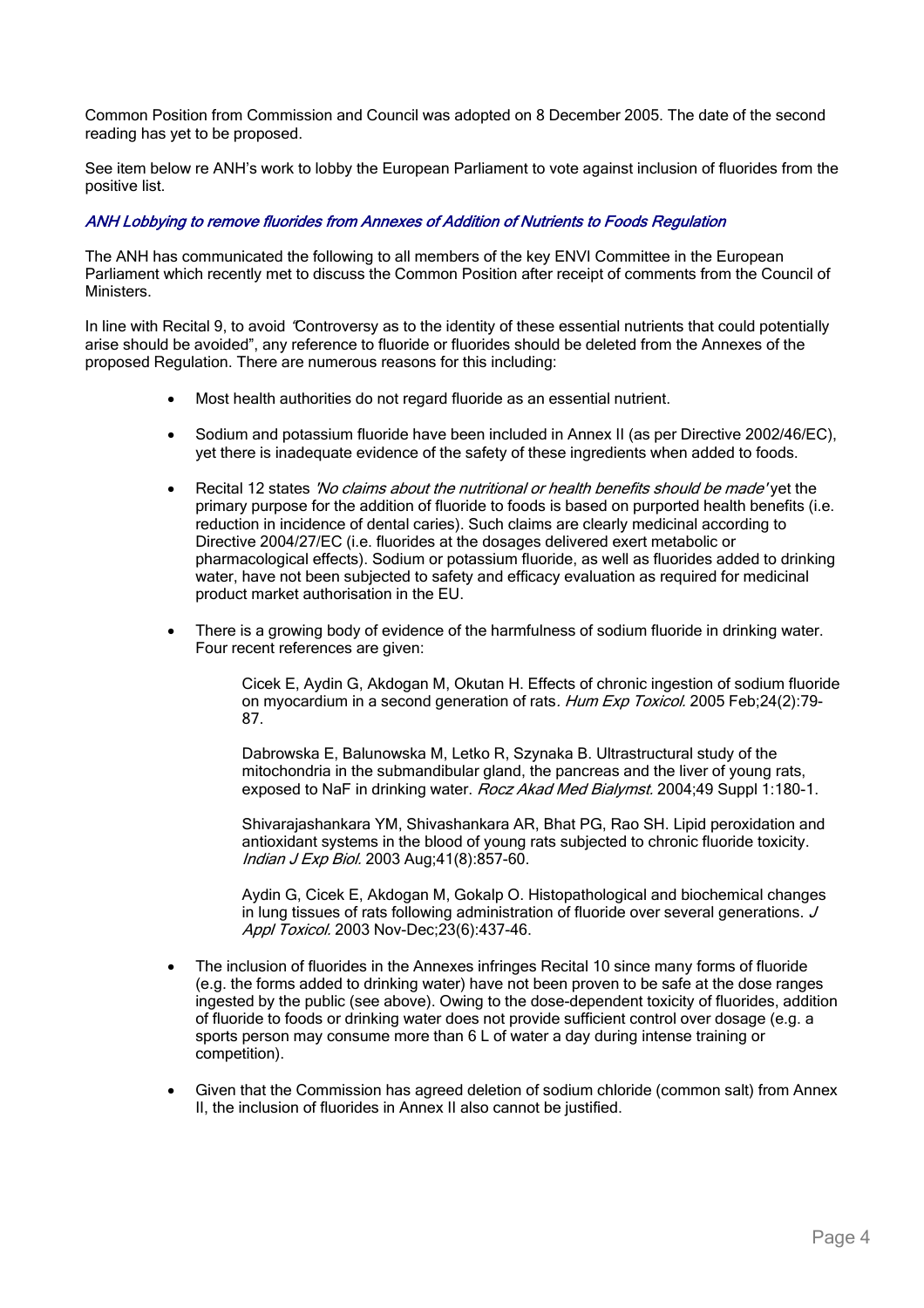Common Position from Commission and Council was adopted on 8 December 2005. The date of the second reading has yet to be proposed.

See item below re ANH's work to lobby the European Parliament to vote against inclusion of fluorides from the positive list.

### *ANH Lobbying to remove fluorides from Annexes of Addition of Nutrients to Foods Regulation*

The ANH has communicated the following to all members of the key ENVI Committee in the European Parliament which recently met to discuss the Common Position after receipt of comments from the Council of Ministers.

In line with Recital 9, to avoid "Controversy as to the identity of these essential nutrients that could potentially arise should be avoided", any reference to fluoride or fluorides should be deleted from the Annexes of the proposed Regulation. There are numerous reasons for this including:

- Most health authorities do not regard fluoride as an essential nutrient.

- Sodium and potassium fluoride have been included in Annex II (as per Directive 2002/46/EC), yet there is inadequate evidence of the safety of these ingredients when added to foods.

- Recital 12 states *'No claims about the nutritional or health benefits should be made'* yet the primary purpose for the addition of fluoride to foods is based on purported health benefits (i.e. reduction in incidence of dental caries). Such claims are clearly medicinal according to Directive 2004/27/EC (i.e. fluorides at the dosages delivered exert metabolic or pharmacological effects). Sodium or potassium fluoride, as well as fluorides added to drinking water, have not been subjected to safety and efficacy evaluation as required for medicinal product market authorisation in the EU.

- There is a growing body of evidence of the harmfulness of sodium fluoride in drinking water. Four recent references are given:

  Cicek E, Aydin G, Akdogan M, Okutan H. Effects of chronic ingestion of sodium fluoride on myocardium in a second generation of rats. *Hum Exp Toxicol.* 2005 Feb;24(2):79-87.

  Dabrowska E, Balunowska M, Letko R, Szynaka B. Ultrastructural study of the mitochondria in the submandibular gland, the pancreas and the liver of young rats, exposed to NaF in drinking water. *Rocz Akad Med Bialymst.* 2004;49 Suppl 1:180-1.

  Shivarajashankara YM, Shivashankara AR, Bhat PG, Rao SH. Lipid peroxidation and antioxidant systems in the blood of young rats subjected to chronic fluoride toxicity. *Indian J Exp Biol.* 2003 Aug;41(8):857-60.

  Aydin G, Cicek E, Akdogan M, Gokalp O. Histopathological and biochemical changes in lung tissues of rats following administration of fluoride over several generations. *J Appl Toxicol.* 2003 Nov-Dec;23(6):437-46.

- The inclusion of fluorides in the Annexes infringes Recital 10 since many forms of fluoride (e.g. the forms added to drinking water) have not been proven to be safe at the dose ranges ingested by the public (see above). Owing to the dose-dependent toxicity of fluorides, addition of fluoride to foods or drinking water does not provide sufficient control over dosage (e.g. a sports person may consume more than 6 L of water a day during intense training or competition).

- Given that the Commission has agreed deletion of sodium chloride (common salt) from Annex II, the inclusion of fluorides in Annex II also cannot be justified.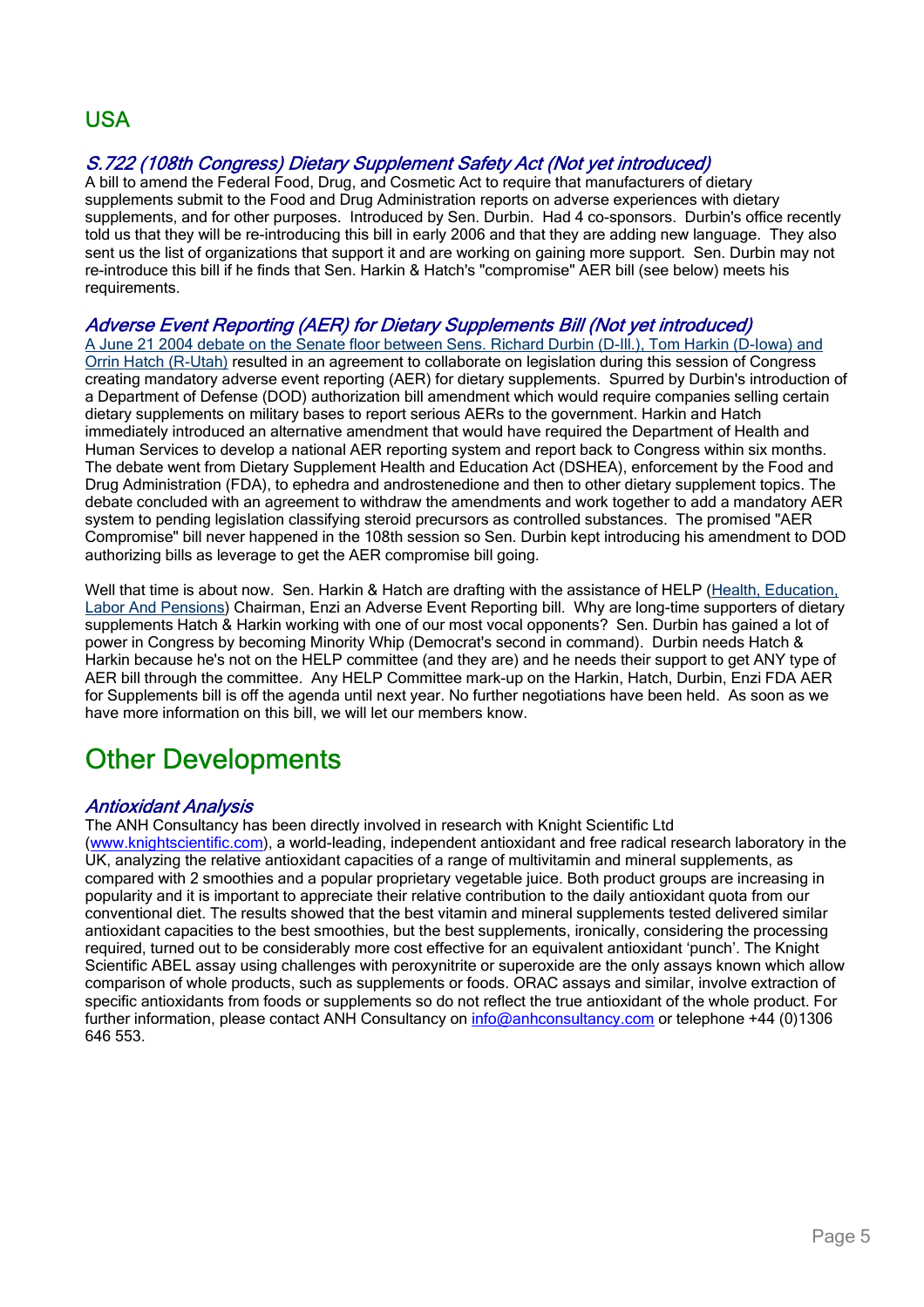## USA

### *S.722 (108th Congress) Dietary Supplement Safety Act (Not yet introduced)*

A bill to amend the Federal Food, Drug, and Cosmetic Act to require that manufacturers of dietary supplements submit to the Food and Drug Administration reports on adverse experiences with dietary supplements, and for other purposes. Introduced by Sen. Durbin. Had 4 co-sponsors. Durbin's office recently told us that they will be re-introducing this bill in early 2006 and that they are adding new language. They also sent us the list of organizations that support it and are working on gaining more support. Sen. Durbin may not re-introduce this bill if he finds that Sen. Harkin & Hatch's "compromise" AER bill (see below) meets his requirements.

### *Adverse Event Reporting (AER) for Dietary Supplements Bill (Not yet introduced)*

A June 21 2004 debate on the Senate floor between Sens. Richard Durbin (D-Ill.), Tom Harkin (D-Iowa) and Orrin Hatch (R-Utah) resulted in an agreement to collaborate on legislation during this session of Congress creating mandatory adverse event reporting (AER) for dietary supplements. Spurred by Durbin's introduction of a Department of Defense (DOD) authorization bill amendment which would require companies selling certain dietary supplements on military bases to report serious AERs to the government. Harkin and Hatch immediately introduced an alternative amendment that would have required the Department of Health and Human Services to develop a national AER reporting system and report back to Congress within six months. The debate went from Dietary Supplement Health and Education Act (DSHEA), enforcement by the Food and Drug Administration (FDA), to ephedra and androstenedione and then to other dietary supplement topics. The debate concluded with an agreement to withdraw the amendments and work together to add a mandatory AER system to pending legislation classifying steroid precursors as controlled substances. The promised "AER Compromise" bill never happened in the 108th session so Sen. Durbin kept introducing his amendment to DOD authorizing bills as leverage to get the AER compromise bill going.

Well that time is about now. Sen. Harkin & Hatch are drafting with the assistance of HELP (Health, Education, Labor And Pensions) Chairman, Enzi an Adverse Event Reporting bill. Why are long-time supporters of dietary supplements Hatch & Harkin working with one of our most vocal opponents? Sen. Durbin has gained a lot of power in Congress by becoming Minority Whip (Democrat's second in command). Durbin needs Hatch & Harkin because he's not on the HELP committee (and they are) and he needs their support to get ANY type of AER bill through the committee. Any HELP Committee mark-up on the Harkin, Hatch, Durbin, Enzi FDA AER for Supplements bill is off the agenda until next year. No further negotiations have been held. As soon as we have more information on this bill, we will let our members know.

# Other Developments

### *Antioxidant Analysis*

The ANH Consultancy has been directly involved in research with Knight Scientific Ltd (www.knightscientific.com), a world-leading, independent antioxidant and free radical research laboratory in the UK, analyzing the relative antioxidant capacities of a range of multivitamin and mineral supplements, as compared with 2 smoothies and a popular proprietary vegetable juice. Both product groups are increasing in popularity and it is important to appreciate their relative contribution to the daily antioxidant quota from our conventional diet. The results showed that the best vitamin and mineral supplements tested delivered similar antioxidant capacities to the best smoothies, but the best supplements, ironically, considering the processing required, turned out to be considerably more cost effective for an equivalent antioxidant 'punch'. The Knight Scientific ABEL assay using challenges with peroxynitrite or superoxide are the only assays known which allow comparison of whole products, such as supplements or foods. ORAC assays and similar, involve extraction of specific antioxidants from foods or supplements so do not reflect the true antioxidant of the whole product. For further information, please contact ANH Consultancy on info@anhconsultancy.com or telephone +44 (0)1306 646 553.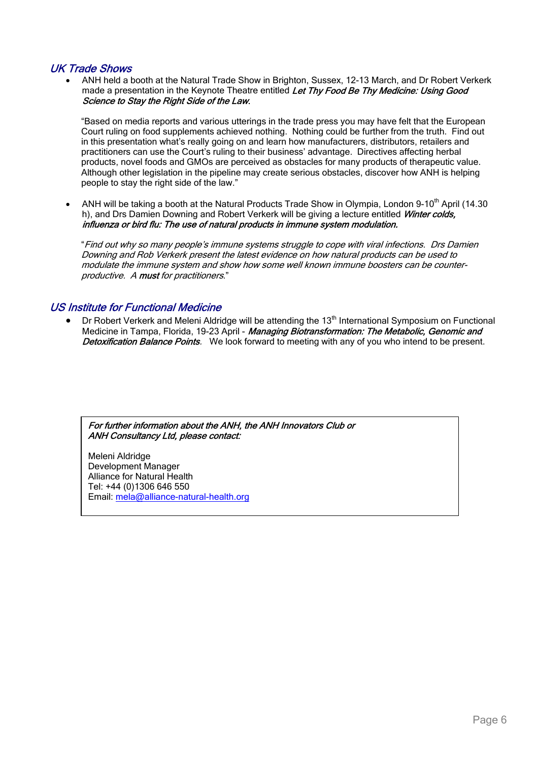## *UK Trade Shows*

- ANH held a booth at the Natural Trade Show in Brighton, Sussex, 12-13 March, and Dr Robert Verkerk made a presentation in the Keynote Theatre entitled ***Let Thy Food Be Thy Medicine: Using Good Science to Stay the Right Side of the Law.***

  "Based on media reports and various utterings in the trade press you may have felt that the European Court ruling on food supplements achieved nothing. Nothing could be further from the truth. Find out in this presentation what's really going on and learn how manufacturers, distributors, retailers and practitioners can use the Court's ruling to their business' advantage. Directives affecting herbal products, novel foods and GMOs are perceived as obstacles for many products of therapeutic value. Although other legislation in the pipeline may create serious obstacles, discover how ANH is helping people to stay the right side of the law."

- ANH will be taking a booth at the Natural Products Trade Show in Olympia, London 9-10th April (14.30 h), and Drs Damien Downing and Robert Verkerk will be giving a lecture entitled ***Winter colds, influenza or bird flu: The use of natural products in immune system modulation.***

  "*Find out why so many people's immune systems struggle to cope with viral infections. Drs Damien Downing and Rob Verkerk present the latest evidence on how natural products can be used to modulate the immune system and show how some well known immune boosters can be counter-productive. A **must** for practitioners*."

## *US Institute for Functional Medicine*

- Dr Robert Verkerk and Meleni Aldridge will be attending the 13th International Symposium on Functional Medicine in Tampa, Florida, 19-23 April - ***Managing Biotransformation: The Metabolic, Genomic and Detoxification Balance Points.*** We look forward to meeting with any of you who intend to be present.

***For further information about the ANH, the ANH Innovators Club or ANH Consultancy Ltd, please contact:***

Meleni Aldridge
Development Manager
Alliance for Natural Health
Tel: +44 (0)1306 646 550
Email: mela@alliance-natural-health.org